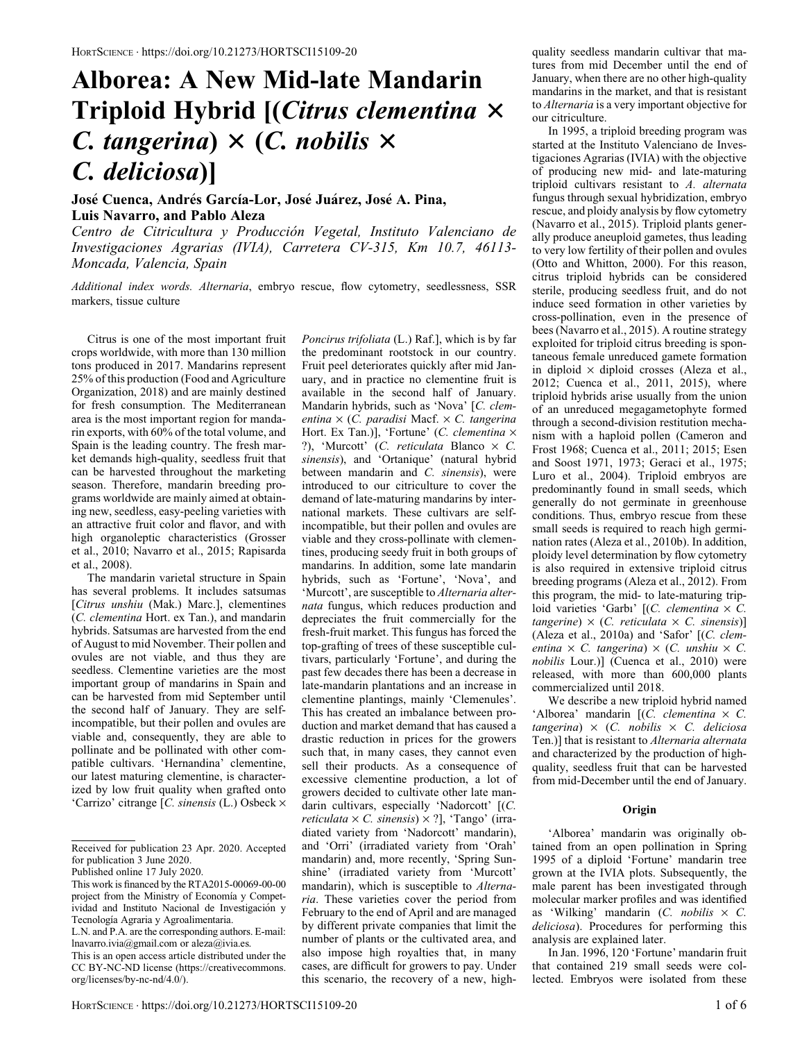# Alborea: A New Mid-late Mandarin Triploid Hybrid [(*Citrus clementina* × *C. tangerina*) × (*C. nobilis* × *C. deliciosa*)]

**José Cuenca, Andrés García-Lor, José Juárez, José A. Pina, Luis Navarro, and Pablo Aleza**

*Centro de Citricultura y Producción Vegetal, Instituto Valenciano de Investigaciones Agrarias (IVIA), Carretera CV-315, Km 10.7, 46113-Moncada, Valencia, Spain*

*Additional index words.* *Alternaria*, embryo rescue, flow cytometry, seedlessness, SSR markers, tissue culture

Citrus is one of the most important fruit crops worldwide, with more than 130 million tons produced in 2017. Mandarins represent 25% of this production (Food and Agriculture Organization, 2018) and are mainly destined for fresh consumption. The Mediterranean area is the most important region for mandarin exports, with 60% of the total volume, and Spain is the leading country. The fresh market demands high-quality, seedless fruit that can be harvested throughout the marketing season. Therefore, mandarin breeding programs worldwide are mainly aimed at obtaining new, seedless, easy-peeling varieties with an attractive fruit color and flavor, and with high organoleptic characteristics (Grosser et al., 2010; Navarro et al., 2015; Rapisarda et al., 2008).

The mandarin varietal structure in Spain has several problems. It includes satsumas [*Citrus unshiu* (Mak.) Marc.], clementines (*C. clementina* Hort. ex Tan.), and mandarin hybrids. Satsumas are harvested from the end of August to mid November. Their pollen and ovules are not viable, and thus they are seedless. Clementine varieties are the most important group of mandarins in Spain and can be harvested from mid September until the second half of January. They are self-incompatible, but their pollen and ovules are viable and, consequently, they are able to pollinate and be pollinated with other compatible cultivars. 'Hernandina' clementine, our latest maturing clementine, is characterized by low fruit quality when grafted onto 'Carrizo' citrange [*C. sinensis* (L.) Osbeck × *Poncirus trifoliata* (L.) Raf.], which is by far the predominant rootstock in our country. Fruit peel deteriorates quickly after mid January, and in practice no clementine fruit is available in the second half of January. Mandarin hybrids, such as 'Nova' [*C. clementina* × (*C. paradisi* Macf. × *C. tangerina* Hort. Ex Tan.)], 'Fortune' (*C. clementina* × ?), 'Murcott' (*C. reticulata* Blanco × *C. sinensis*), and 'Ortanique' (natural hybrid between mandarin and *C. sinensis*), were introduced to our citriculture to cover the demand of late-maturing mandarins by international markets. These cultivars are self-incompatible, but their pollen and ovules are viable and they cross-pollinate with clementines, producing seedy fruit in both groups of mandarins. In addition, some late mandarin hybrids, such as 'Fortune', 'Nova', and 'Murcott', are susceptible to *Alternaria alternata* fungus, which reduces production and depreciates the fruit commercially for the fresh-fruit market. This fungus has forced the top-grafting of trees of these susceptible cultivars, particularly 'Fortune', and during the past few decades there has been a decrease in late-mandarin plantations and an increase in clementine plantings, mainly 'Clemenules'. This has created an imbalance between production and market demand that has caused a drastic reduction in prices for the growers such that, in many cases, they cannot even sell their products. As a consequence of excessive clementine production, a lot of growers decided to cultivate other late mandarin cultivars, especially 'Nadorcott' [(*C. reticulata* × *C. sinensis*) × ?], 'Tango' (irradiated variety from 'Nadorcott' mandarin), and 'Orri' (irradiated variety from 'Orah' mandarin) and, more recently, 'Spring Sunshine' (irradiated variety from 'Murcott' mandarin), which is susceptible to *Alternaria*. These varieties cover the period from February to the end of April and are managed by different private companies that limit the number of plants or the cultivated area, and also impose high royalties that, in many cases, are difficult for growers to pay. Under this scenario, the recovery of a new, high-quality seedless mandarin cultivar that matures from mid December until the end of January, when there are no other high-quality mandarins in the market, and that is resistant to *Alternaria* is a very important objective for our citriculture.

In 1995, a triploid breeding program was started at the Instituto Valenciano de Investigaciones Agrarias (IVIA) with the objective of producing new mid- and late-maturing triploid cultivars resistant to *A. alternata* fungus through sexual hybridization, embryo rescue, and ploidy analysis by flow cytometry (Navarro et al., 2015). Triploid plants generally produce aneuploid gametes, thus leading to very low fertility of their pollen and ovules (Otto and Whitton, 2000). For this reason, citrus triploid hybrids can be considered sterile, producing seedless fruit, and do not induce seed formation in other varieties by cross-pollination, even in the presence of bees (Navarro et al., 2015). A routine strategy exploited for triploid citrus breeding is spontaneous female unreduced gamete formation in diploid × diploid crosses (Aleza et al., 2012; Cuenca et al., 2011, 2015), where triploid hybrids arise usually from the union of an unreduced megagametophyte formed through a second-division restitution mechanism with a haploid pollen (Cameron and Frost 1968; Cuenca et al., 2011; 2015; Esen and Soost 1971, 1973; Geraci et al., 1975; Luro et al., 2004). Triploid embryos are predominantly found in small seeds, which generally do not germinate in greenhouse conditions. Thus, embryo rescue from these small seeds is required to reach high germination rates (Aleza et al., 2010b). In addition, ploidy level determination by flow cytometry is also required in extensive triploid citrus breeding programs (Aleza et al., 2012). From this program, the mid- to late-maturing triploid varieties 'Garbí' [(*C. clementina* × *C. tangerine*) × (*C. reticulata* × *C. sinensis*)] (Aleza et al., 2010a) and 'Safor' [(*C. clementina* × *C. tangerina*) × (*C. unshiu* × *C. nobilis* Lour.)] (Cuenca et al., 2010) were released, with more than 600,000 plants commercialized until 2018.

We describe a new triploid hybrid named 'Alborea' mandarin [(*C. clementina* × *C. tangerina*) × (*C. nobilis* × *C. deliciosa* Ten.)] that is resistant to *Alternaria alternata* and characterized by the production of high-quality, seedless fruit that can be harvested from mid-December until the end of January.

## Origin

'Alborea' mandarin was originally obtained from an open pollination in Spring 1995 of a diploid 'Fortune' mandarin tree grown at the IVIA plots. Subsequently, the male parent has been investigated through molecular marker profiles and was identified as 'Wilking' mandarin (*C. nobilis* × *C. deliciosa*). Procedures for performing this analysis are explained later.

In Jan. 1996, 120 'Fortune' mandarin fruit that contained 219 small seeds were collected. Embryos were isolated from these

---

Received for publication 23 Apr. 2020. Accepted for publication 3 June 2020.

Published online 17 July 2020.

This work is financed by the RTA2015-00069-00-00 project from the Ministry of Economía y Competitividad and Instituto Nacional de Investigación y Tecnología Agraria y Agroalimentaria.

L.N. and P.A. are the corresponding authors. E-mail: lnavarro.ivia@gmail.com or aleza@ivia.es.

This is an open access article distributed under the CC BY-NC-ND license (https://creativecommons.org/licenses/by-nc-nd/4.0/).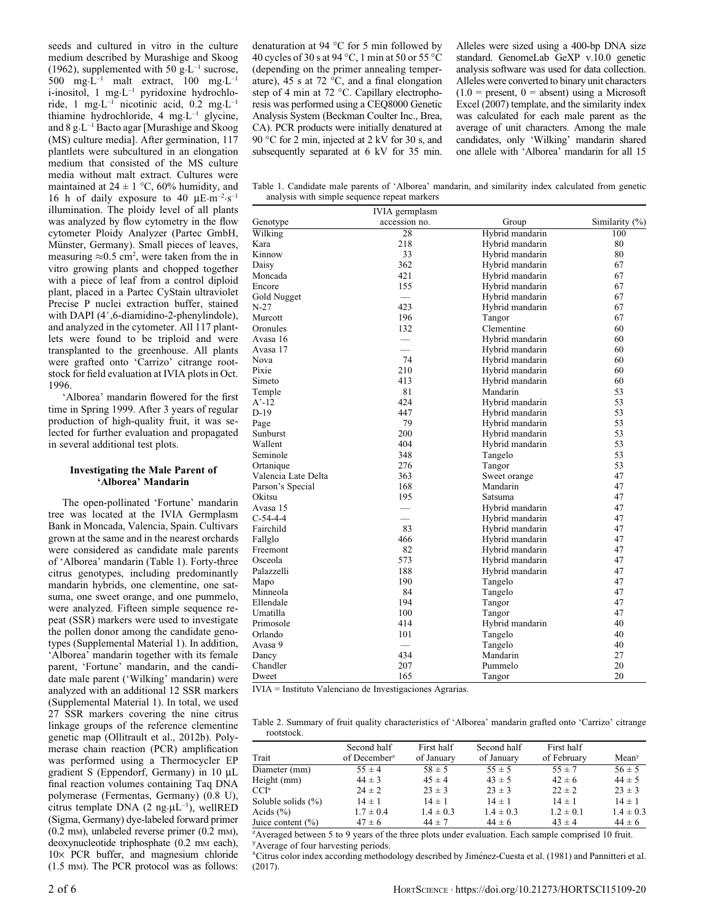seeds and cultured in vitro in the culture medium described by Murashige and Skoog (1962), supplemented with 50 g·L$^{-1}$ sucrose, 500 mg·L$^{-1}$ malt extract, 100 mg·L$^{-1}$ i-inositol, 1 mg·L$^{-1}$ pyridoxine hydrochloride, 1 mg·L$^{-1}$ nicotinic acid, 0.2 mg·L$^{-1}$ thiamine hydrochloride, 4 mg·L$^{-1}$ glycine, and 8 g·L$^{-1}$ Bacto agar [Murashige and Skoog (MS) culture media]. After germination, 117 plantlets were subcultured in an elongation medium that consisted of the MS culture media without malt extract. Cultures were maintained at 24 ± 1 °C, 60% humidity, and 16 h of daily exposure to 40 μE·m$^{-2}$·s$^{-1}$ illumination. The ploidy level of all plants was analyzed by flow cytometry in the flow cytometer Ploidy Analyzer (Partec GmbH, Münster, Germany). Small pieces of leaves, measuring ≈0.5 cm$^2$, were taken from the in vitro growing plants and chopped together with a piece of leaf from a control diploid plant, placed in a Partec CyStain ultraviolet Precise P nuclei extraction buffer, stained with DAPI (4′,6-diamidino-2-phenylindole), and analyzed in the cytometer. All 117 plantlets were found to be triploid and were transplanted to the greenhouse. All plants were grafted onto 'Carrizo' citrange rootstock for field evaluation at IVIA plots in Oct. 1996.

'Alborea' mandarin flowered for the first time in Spring 1999. After 3 years of regular production of high-quality fruit, it was selected for further evaluation and propagated in several additional test plots.

### Investigating the Male Parent of 'Alborea' Mandarin

The open-pollinated 'Fortune' mandarin tree was located at the IVIA Germplasm Bank in Moncada, Valencia, Spain. Cultivars grown at the same and in the nearest orchards were considered as candidate male parents of 'Alborea' mandarin (Table 1). Forty-three citrus genotypes, including predominantly mandarin hybrids, one clementine, one satsuma, one sweet orange, and one pummelo, were analyzed. Fifteen simple sequence repeat (SSR) markers were used to investigate the pollen donor among the candidate genotypes (Supplemental Material 1). In addition, 'Alborea' mandarin together with its female parent, 'Fortune' mandarin, and the candidate male parent ('Wilking' mandarin) were analyzed with an additional 12 SSR markers (Supplemental Material 1). In total, we used 27 SSR markers covering the nine citrus linkage groups of the reference clementine genetic map (Ollitrault et al., 2012b). Polymerase chain reaction (PCR) amplification was performed using a Thermocycler EP gradient S (Eppendorf, Germany) in 10 μL final reaction volumes containing Taq DNA polymerase (Fermentas, Germany) (0.8 U), citrus template DNA (2 ng·μL$^{-1}$), wellRED (Sigma, Germany) dye-labeled forward primer (0.2 mM), unlabeled reverse primer (0.2 mM), deoxynucleotide triphosphate (0.2 mM each), 10× PCR buffer, and magnesium chloride (1.5 mM). The PCR protocol was as follows: denaturation at 94 °C for 5 min followed by 40 cycles of 30 s at 94 °C, 1 min at 50 or 55 °C (depending on the primer annealing temperature), 45 s at 72 °C, and a final elongation step of 4 min at 72 °C. Capillary electrophoresis was performed using a CEQ8000 Genetic Analysis System (Beckman Coulter Inc., Brea, CA). PCR products were initially denatured at 90 °C for 2 min, injected at 2 kV for 30 s, and subsequently separated at 6 kV for 35 min. Alleles were sized using a 400-bp DNA size standard. GenomeLab GeXP v.10.0 genetic analysis software was used for data collection. Alleles were converted to binary unit characters (1.0 = present, 0 = absent) using a Microsoft Excel (2007) template, and the similarity index was calculated for each male parent as the average of unit characters. Among the male candidates, only 'Wilking' mandarin shared one allele with 'Alborea' mandarin for all 15

Table 1. Candidate male parents of 'Alborea' mandarin, and similarity index calculated from genetic analysis with simple sequence repeat markers

| Genotype | IVIA germplasm accession no. | Group | Similarity (%) |
|---|---|---|---|
| Wilking | 28 | Hybrid mandarin | 100 |
| Kara | 218 | Hybrid mandarin | 80 |
| Kinnow | 33 | Hybrid mandarin | 80 |
| Daisy | 362 | Hybrid mandarin | 67 |
| Moncada | 421 | Hybrid mandarin | 67 |
| Encore | 155 | Hybrid mandarin | 67 |
| Gold Nugget | — | Hybrid mandarin | 67 |
| N-27 | 423 | Hybrid mandarin | 67 |
| Murcott | 196 | Tangor | 67 |
| Oronules | 132 | Clementine | 60 |
| Avasa 16 | — | Hybrid mandarin | 60 |
| Avasa 17 | — | Hybrid mandarin | 60 |
| Nova | 74 | Hybrid mandarin | 60 |
| Pixie | 210 | Hybrid mandarin | 60 |
| Simeto | 413 | Hybrid mandarin | 60 |
| Temple | 81 | Mandarin | 53 |
| A'-12 | 424 | Hybrid mandarin | 53 |
| D-19 | 447 | Hybrid mandarin | 53 |
| Page | 79 | Hybrid mandarin | 53 |
| Sunburst | 200 | Hybrid mandarin | 53 |
| Wallent | 404 | Hybrid mandarin | 53 |
| Seminole | 348 | Tangelo | 53 |
| Ortanique | 276 | Tangor | 53 |
| Valencia Late Delta | 363 | Sweet orange | 47 |
| Parson's Special | 168 | Mandarin | 47 |
| Okitsu | 195 | Satsuma | 47 |
| Avasa 15 | — | Hybrid mandarin | 47 |
| C-54-4-4 | — | Hybrid mandarin | 47 |
| Fairchild | 83 | Hybrid mandarin | 47 |
| Fallglo | 466 | Hybrid mandarin | 47 |
| Freemont | 82 | Hybrid mandarin | 47 |
| Osceola | 573 | Hybrid mandarin | 47 |
| Palazzelli | 188 | Hybrid mandarin | 47 |
| Mapo | 190 | Tangelo | 47 |
| Minneola | 84 | Tangelo | 47 |
| Ellendale | 194 | Tangor | 47 |
| Umatilla | 100 | Tangor | 47 |
| Primosole | 414 | Hybrid mandarin | 40 |
| Orlando | 101 | Tangelo | 40 |
| Avasa 9 | — | Tangelo | 40 |
| Dancy | 434 | Mandarin | 27 |
| Chandler | 207 | Pummelo | 20 |
| Dweet | 165 | Tangor | 20 |

IVIA = Instituto Valenciano de Investigaciones Agrarias.

Table 2. Summary of fruit quality characteristics of 'Alborea' mandarin grafted onto 'Carrizo' citrange rootstock.

| Trait | Second half of December[z] | First half of January | Second half of January | First half of February | Mean[y] |
|---|---|---|---|---|---|
| Diameter (mm) | 55 ± 4 | 58 ± 5 | 55 ± 5 | 55 ± 7 | 56 ± 5 |
| Height (mm) | 44 ± 3 | 45 ± 4 | 43 ± 5 | 42 ± 6 | 44 ± 5 |
| CCI[x] | 24 ± 2 | 23 ± 3 | 23 ± 3 | 22 ± 2 | 23 ± 3 |
| Soluble solids (%) | 14 ± 1 | 14 ± 1 | 14 ± 1 | 14 ± 1 | 14 ± 1 |
| Acids (%) | 1.7 ± 0.4 | 1.4 ± 0.3 | 1.4 ± 0.3 | 1.2 ± 0.1 | 1.4 ± 0.3 |
| Juice content (%) | 47 ± 6 | 44 ± 7 | 44 ± 6 | 43 ± 4 | 44 ± 6 |

[z]Averaged between 5 to 9 years of the three plots under evaluation. Each sample comprised 10 fruit.
[y]Average of four harvesting periods.
[x]Citrus color index according methodology described by Jiménez-Cuesta et al. (1981) and Pannitteri et al. (2017).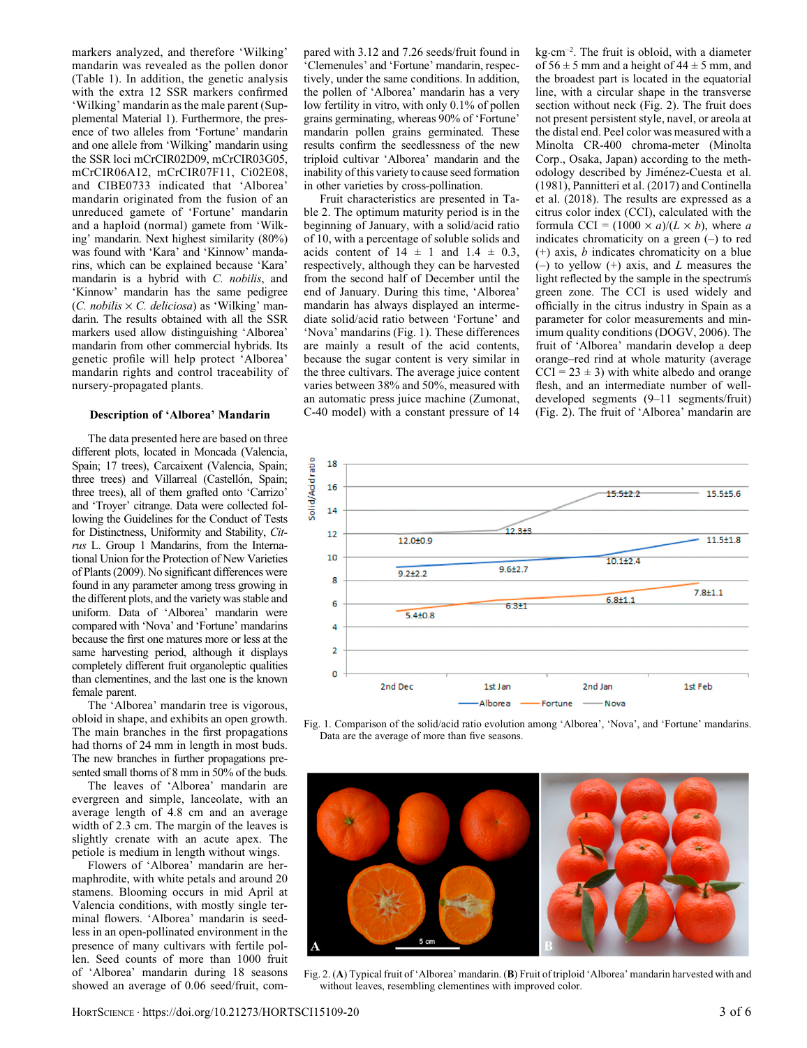markers analyzed, and therefore 'Wilking' mandarin was revealed as the pollen donor (Table 1). In addition, the genetic analysis with the extra 12 SSR markers confirmed 'Wilking' mandarin as the male parent (Supplemental Material 1). Furthermore, the presence of two alleles from 'Fortune' mandarin and one allele from 'Wilking' mandarin using the SSR loci mCrCIR02D09, mCrCIR03G05, mCrCIR06A12, mCrCIR07F11, Ci02E08, and CIBE0733 indicated that 'Alborea' mandarin originated from the fusion of an unreduced gamete of 'Fortune' mandarin and a haploid (normal) gamete from 'Wilking' mandarin. Next highest similarity (80%) was found with 'Kara' and 'Kinnow' mandarins, which can be explained because 'Kara' mandarin is a hybrid with *C. nobilis*, and 'Kinnow' mandarin has the same pedigree (*C. nobilis* × *C. deliciosa*) as 'Wilking' mandarin. The results obtained with all the SSR markers used allow distinguishing 'Alborea' mandarin from other commercial hybrids. Its genetic profile will help protect 'Alborea' mandarin rights and control traceability of nursery-propagated plants.

## Description of 'Alborea' Mandarin

The data presented here are based on three different plots, located in Moncada (Valencia, Spain; 17 trees), Carcaixent (Valencia, Spain; three trees) and Villarreal (Castellón, Spain; three trees), all of them grafted onto 'Carrizo' and 'Troyer' citrange. Data were collected following the Guidelines for the Conduct of Tests for Distinctness, Uniformity and Stability, *Citrus* L. Group 1 Mandarins, from the International Union for the Protection of New Varieties of Plants (2009). No significant differences were found in any parameter among tress growing in the different plots, and the variety was stable and uniform. Data of 'Alborea' mandarin were compared with 'Nova' and 'Fortune' mandarins because the first one matures more or less at the same harvesting period, although it displays completely different fruit organoleptic qualities than clementines, and the last one is the known female parent.

The 'Alborea' mandarin tree is vigorous, obloid in shape, and exhibits an open growth. The main branches in the first propagations had thorns of 24 mm in length in most buds. The new branches in further propagations presented small thorns of 8 mm in 50% of the buds.

The leaves of 'Alborea' mandarin are evergreen and simple, lanceolate, with an average length of 4.8 cm and an average width of 2.3 cm. The margin of the leaves is slightly crenate with an acute apex. The petiole is medium in length without wings.

Flowers of 'Alborea' mandarin are hermaphrodite, with white petals and around 20 stamens. Blooming occurs in mid April at Valencia conditions, with mostly single terminal flowers. 'Alborea' mandarin is seedless in an open-pollinated environment in the presence of many cultivars with fertile pollen. Seed counts of more than 1000 fruit of 'Alborea' mandarin during 18 seasons showed an average of 0.06 seed/fruit, compared with 3.12 and 7.26 seeds/fruit found in 'Clemenules' and 'Fortune' mandarin, respectively, under the same conditions. In addition, the pollen of 'Alborea' mandarin has a very low fertility in vitro, with only 0.1% of pollen grains germinating, whereas 90% of 'Fortune' mandarin pollen grains germinated. These results confirm the seedlessness of the new triploid cultivar 'Alborea' mandarin and the inability of this variety to cause seed formation in other varieties by cross-pollination.

Fruit characteristics are presented in Table 2. The optimum maturity period is in the beginning of January, with a solid/acid ratio of 10, with a percentage of soluble solids and acids content of 14 ± 1 and 1.4 ± 0.3, respectively, although they can be harvested from the second half of December until the end of January. During this time, 'Alborea' mandarin has always displayed an intermediate solid/acid ratio between 'Fortune' and 'Nova' mandarins (Fig. 1). These differences are mainly a result of the acid contents, because the sugar content is very similar in the three cultivars. The average juice content varies between 38% and 50%, measured with an automatic press juice machine (Zumonat, C-40 model) with a constant pressure of 14 kg·cm$^{-2}$. The fruit is obloid, with a diameter of 56 ± 5 mm and a height of 44 ± 5 mm, and the broadest part is located in the equatorial line, with a circular shape in the transverse section without neck (Fig. 2). The fruit does not present persistent style, navel, or areola at the distal end. Peel color was measured with a Minolta CR-400 chroma-meter (Minolta Corp., Osaka, Japan) according to the methodology described by Jiménez-Cuesta et al. (1981), Pannitteri et al. (2017) and Continella et al. (2018). The results are expressed as a citrus color index (CCI), calculated with the formula CCI = $(1000 \times a)/(L \times b)$, where $a$ indicates chromaticity on a green (–) to red (+) axis, $b$ indicates chromaticity on a blue (–) to yellow (+) axis, and $L$ measures the light reflected by the sample in the spectrum's green zone. The CCI is used widely and officially in the citrus industry in Spain as a parameter for color measurements and minimum quality conditions (DOGV, 2006). The fruit of 'Alborea' mandarin develop a deep orange–red rind at whole maturity (average CCI = 23 ± 3) with white albedo and orange flesh, and an intermediate number of well-developed segments (9–11 segments/fruit) (Fig. 2). The fruit of 'Alborea' mandarin are

Fig. 1. Comparison of the solid/acid ratio evolution among 'Alborea', 'Nova', and 'Fortune' mandarins. Data are the average of more than five seasons.

Fig. 2. (**A**) Typical fruit of 'Alborea' mandarin. (**B**) Fruit of triploid 'Alborea' mandarin harvested with and without leaves, resembling clementines with improved color.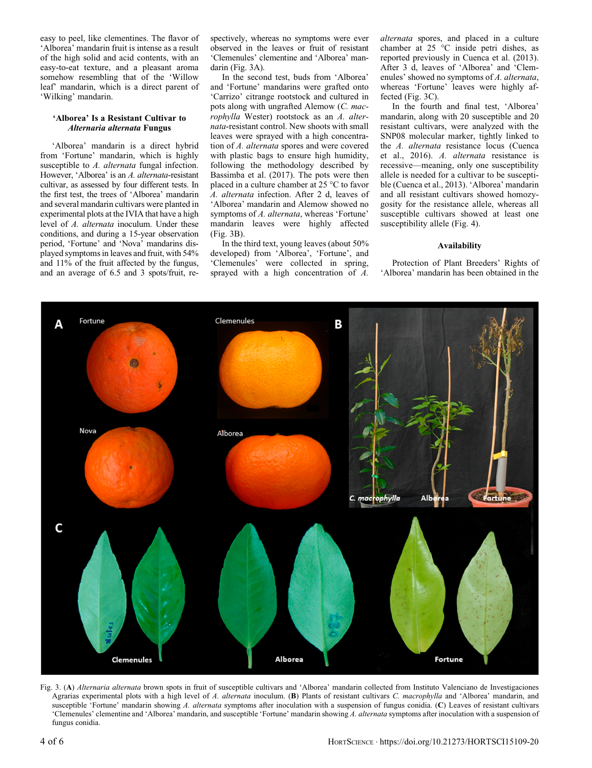easy to peel, like clementines. The flavor of 'Alborea' mandarin fruit is intense as a result of the high solid and acid contents, with an easy-to-eat texture, and a pleasant aroma somehow resembling that of the 'Willow leaf' mandarin, which is a direct parent of 'Wilking' mandarin.

### 'Alborea' Is a Resistant Cultivar to *Alternaria alternata* Fungus

'Alborea' mandarin is a direct hybrid from 'Fortune' mandarin, which is highly susceptible to *A. alternata* fungal infection. However, 'Alborea' is an *A. alternata*-resistant cultivar, as assessed by four different tests. In the first test, the trees of 'Alborea' mandarin and several mandarin cultivars were planted in experimental plots at the IVIA that have a high level of *A. alternata* inoculum. Under these conditions, and during a 15-year observation period, 'Fortune' and 'Nova' mandarins displayed symptoms in leaves and fruit, with 54% and 11% of the fruit affected by the fungus, and an average of 6.5 and 3 spots/fruit, respectively, whereas no symptoms were ever observed in the leaves or fruit of resistant 'Clemenules' clementine and 'Alborea' mandarin (Fig. 3A).

In the second test, buds from 'Alborea' and 'Fortune' mandarins were grafted onto 'Carrizo' citrange rootstock and cultured in pots along with ungrafted Alemow (*C. macrophylla* Wester) rootstock as an *A. alternata*-resistant control. New shoots with small leaves were sprayed with a high concentration of *A. alternata* spores and were covered with plastic bags to ensure high humidity, following the methodology described by Bassimba et al. (2017). The pots were then placed in a culture chamber at 25 °C to favor *A. alternata* infection. After 2 d, leaves of 'Alborea' mandarin and Alemow showed no symptoms of *A. alternata*, whereas 'Fortune' mandarin leaves were highly affected (Fig. 3B).

In the third text, young leaves (about 50% developed) from 'Alborea', 'Fortune', and 'Clemenules' were collected in spring, sprayed with a high concentration of *A. alternata* spores, and placed in a culture chamber at 25 °C inside petri dishes, as reported previously in Cuenca et al. (2013). After 3 d, leaves of 'Alborea' and 'Clemenules' showed no symptoms of *A. alternata*, whereas 'Fortune' leaves were highly affected (Fig. 3C).

In the fourth and final test, 'Alborea' mandarin, along with 20 susceptible and 20 resistant cultivars, were analyzed with the SNP08 molecular marker, tightly linked to the *A. alternata* resistance locus (Cuenca et al., 2016). *A. alternata* resistance is recessive—meaning, only one susceptibility allele is needed for a cultivar to be susceptible (Cuenca et al., 2013). 'Alborea' mandarin and all resistant cultivars showed homozygosity for the resistance allele, whereas all susceptible cultivars showed at least one susceptibility allele (Fig. 4).

### Availability

Protection of Plant Breeders' Rights of 'Alborea' mandarin has been obtained in the

Fig. 3. (**A**) *Alternaria alternata* brown spots in fruit of susceptible cultivars and 'Alborea' mandarin collected from Instituto Valenciano de Investigaciones Agrarias experimental plots with a high level of *A. alternata* inoculum. (**B**) Plants of resistant cultivars *C. macrophylla* and 'Alborea' mandarin, and susceptible 'Fortune' mandarin showing *A. alternata* symptoms after inoculation with a suspension of fungus conidia. (**C**) Leaves of resistant cultivars 'Clemenules' clementine and 'Alborea' mandarin, and susceptible 'Fortune' mandarin showing *A. alternata* symptoms after inoculation with a suspension of fungus conidia.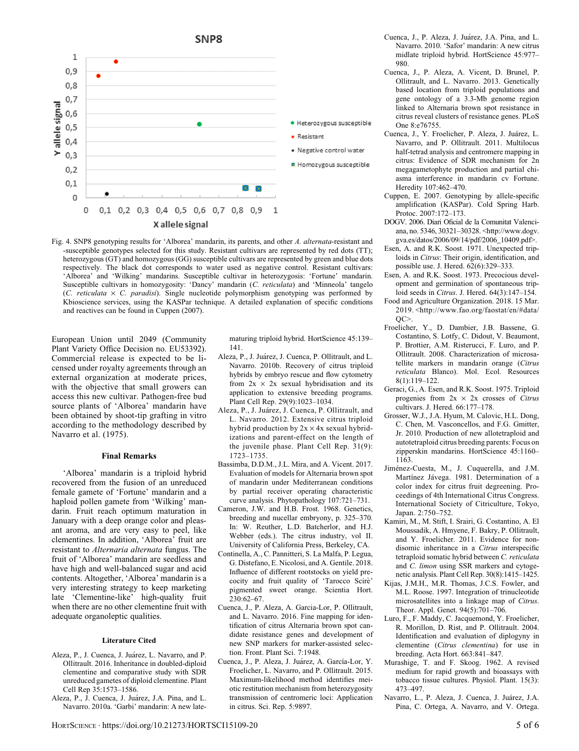Fig. 4. SNP8 genotyping results for 'Alborea' mandarin, its parents, and other *A. alternata*-resistant and -susceptible genotypes selected for this study. Resistant cultivars are represented by red dots (TT); heterozygous (GT) and homozygous (GG) susceptible cultivars are represented by green and blue dots respectively. The black dot corresponds to water used as negative control. Resistant cultivars: 'Alborea' and 'Wilking' mandarins. Susceptible cultivar in heterozygosis: 'Fortune' mandarin. Susceptible cultivars in homozygosity: 'Dancy' mandarin (*C. reticulata*) and 'Minneola' tangelo (*C. reticulata* × *C. paradisi*). Single nucleotide polymorphism genotyping was performed by Kbioscience services, using the KASPar technique. A detailed explanation of specific conditions and reactives can be found in Cuppen (2007).

European Union until 2049 (Community Plant Variety Office Decision no. EU53392). Commercial release is expected to be licensed under royalty agreements through an external organization at moderate prices, with the objective that small growers can access this new cultivar. Pathogen-free bud source plants of 'Alborea' mandarin have been obtained by shoot-tip grafting in vitro according to the methodology described by Navarro et al. (1975).

## Final Remarks

'Alborea' mandarin is a triploid hybrid recovered from the fusion of an unreduced female gamete of 'Fortune' mandarin and a haploid pollen gamete from 'Wilking' mandarin. Fruit reach optimum maturation in January with a deep orange color and pleasant aroma, and are very easy to peel, like clementines. In addition, 'Alborea' fruit are resistant to *Alternaria alternata* fungus. The fruit of 'Alborea' mandarin are seedless and have high and well-balanced sugar and acid contents. Altogether, 'Alborea' mandarin is a very interesting strategy to keep marketing late 'Clementine-like' high-quality fruit when there are no other clementine fruit with adequate organoleptic qualities.

## Literature Cited

Aleza, P., J. Cuenca, J. Juárez, L. Navarro, and P. Ollitrault. 2016. Inheritance in doubled-diploid clementine and comparative study with SDR unreduced gametes of diploid clementine. Plant Cell Rep 35:1573–1586.

Aleza, P., J. Cuenca, J. Juárez, J.A. Pina, and L. Navarro. 2010a. 'Garbi' mandarin: A new late-maturing triploid hybrid. HortScience 45:139–141.

Aleza, P., J. Juárez, J. Cuenca, P. Ollitrault, and L. Navarro. 2010b. Recovery of citrus triploid hybrids by embryo rescue and flow cytometry from 2x × 2x sexual hybridisation and its application to extensive breeding programs. Plant Cell Rep. 29(9):1023–1034.

Aleza, P., J. Juárez, J. Cuenca, P. Ollitrault, and L. Navarro. 2012. Extensive citrus triploid hybrid production by 2x × 4x sexual hybridizations and parent-effect on the length of the juvenile phase. Plant Cell Rep. 31(9): 1723–1735.

Bassimba, D.D.M., J.L. Mira, and A. Vicent. 2017. Evaluation of models for Alternaria brown spot of mandarin under Mediterranean conditions by partial receiver operating characteristic curve analysis. Phytopathology 107:721–731.

Cameron, J.W. and H.B. Frost. 1968. Genetics, breeding and nucellar embryony, p. 325–370. In: W. Reuther, L.D. Batcherlor, and H.J. Webber (eds.). The citrus industry, vol II. University of California Press, Berkeley, CA.

Continella, A., C. Pannitteri, S. La Malfa, P. Legua, G. Distefano, E. Nicolosi, and A. Gentile. 2018. Influence of different rootstocks on yield precocity and fruit quality of 'Tarocco Scirè' pigmented sweet orange. Scientia Hort. 230:62–67.

Cuenca, J., P. Aleza, A. Garcia-Lor, P. Ollitrault, and L. Navarro. 2016. Fine mapping for identification of citrus Alternaria brown spot candidate resistance genes and development of new SNP markers for marker-assisted selection. Front. Plant Sci. 7:1948.

Cuenca, J., P. Aleza, J. Juárez, A. García-Lor, Y. Froelicher, L. Navarro, and P. Ollitrault. 2015. Maximum-likelihood method identifies meiotic restitution mechanism from heterozygosity transmission of centromeric loci: Application in citrus. Sci. Rep. 5:9897.

Cuenca, J., P. Aleza, J. Juárez, J.A. Pina, and L. Navarro. 2010. 'Safor' mandarin: A new citrus midlate triploid hybrid. HortScience 45:977–980.

Cuenca, J., P. Aleza, A. Vicent, D. Brunel, P. Ollitrault, and L. Navarro. 2013. Genetically based location from triploid populations and gene ontology of a 3.3-Mb genome region linked to Alternaria brown spot resistance in citrus reveal clusters of resistance genes. PLoS One 8:e76755.

Cuenca, J., Y. Froelicher, P. Aleza, J. Juárez, L. Navarro, and P. Ollitrault. 2011. Multilocus half-tetrad analysis and centromere mapping in citrus: Evidence of SDR mechanism for 2n megagametophyte production and partial chiasma interference in mandarin cv Fortune. Heredity 107:462–470.

Cuppen, E. 2007. Genotyping by allele-specific amplification (KASPar). Cold Spring Harb. Protoc. 2007:172–173.

DOGV. 2006. Diari Oficial de la Comunitat Valenciana, no. 5346, 30321–30328. <http://www.dogv.gva.es/datos/2006/09/14/pdf/2006_10409.pdf>.

Esen, A. and R.K. Soost. 1971. Unexpected triploids in *Citrus*: Their origin, identification, and possible use. J. Hered. 62(6):329–333.

Esen, A. and R.K. Soost. 1973. Precocious development and germination of spontaneous triploid seeds in *Citrus*. J. Hered. 64(3):147–154.

Food and Agriculture Organization. 2018. 15 Mar. 2019. <http://www.fao.org/faostat/en/#data/QC>.

Froelicher, Y., D. Dambier, J.B. Bassene, G. Costantino, S. Lotfy, C. Didout, V. Beaumont, P. Brottier, A.M. Risterucci, F. Luro, and P. Ollitrault. 2008. Characterization of microsatellite markers in mandarin orange (*Citrus reticulata* Blanco). Mol. Ecol. Resources 8(1):119–122.

Geraci, G., A. Esen, and R.K. Soost. 1975. Triploid progenies from 2x × 2x crosses of *Citrus* cultivars. J. Hered. 66:177–178.

Grosser, W.J., J.A. Hyum, M. Calovic, H.L. Dong, C. Chen, M. Vasconcellos, and F.G. Gmitter, Jr. 2010. Production of new allotetraploid and autotetraploid citrus breeding parents: Focus on zipperskin mandarins. HortScience 45:1160–1163.

Jiménez-Cuesta, M., J. Cuquerella, and J.M. Martínez Jávega. 1981. Determination of a color index for citrus fruit degreening. Proceedings of 4th International Citrus Congress. International Society of Citriculture, Tokyo, Japan. 2:750–752.

Kamiri, M., M. Stift, I. Srairi, G. Costantino, A. El Moussadik, A. Hmyene, F. Bakry, P. Ollitrault, and Y. Froelicher. 2011. Evidence for non-disomic inheritance in a *Citrus* interspecific tetraploid somatic hybrid between *C. reticulata* and *C. limon* using SSR markers and cytogenetic analysis. Plant Cell Rep. 30(8):1415–1425.

Kijas, J.M.H., M.R. Thomas, J.C.S. Fowler, and M.L. Roose. 1997. Integration of trinucleotide microsatellites into a linkage map of *Citrus*. Theor. Appl. Genet. 94(5):701–706.

Luro, F., F. Maddy, C. Jacquemond, Y. Froelicher, R. Morillon, D. Rist, and P. Ollitrault. 2004. Identification and evaluation of diplogyny in clementine (*Citrus clementina*) for use in breeding. Acta Hort. 663:841–847.

Murashige, T. and F. Skoog. 1962. A revised medium for rapid growth and bioassays with tobacco tissue cultures. Physiol. Plant. 15(3): 473–497.

Navarro, L., P. Aleza, J. Cuenca, J. Juárez, J.A. Pina, C. Ortega, A. Navarro, and V. Ortega.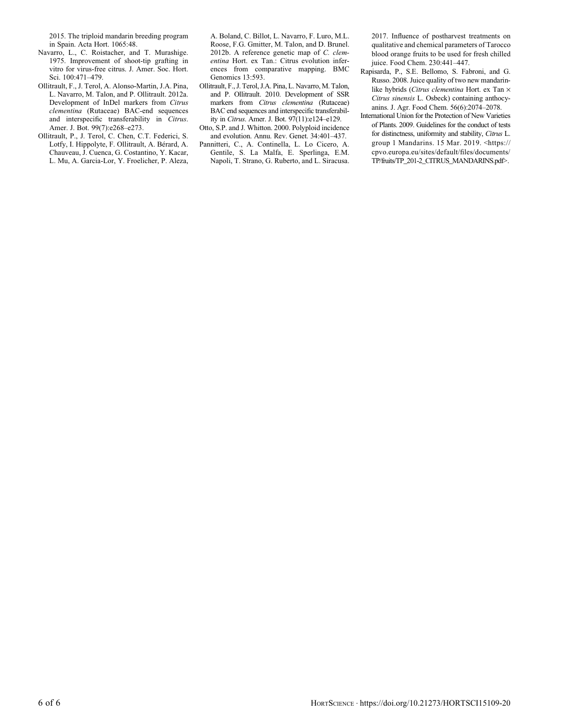2015. The triploid mandarin breeding program in Spain. Acta Hort. 1065:48.

Navarro, L., C. Roistacher, and T. Murashige. 1975. Improvement of shoot-tip grafting in vitro for virus-free citrus. J. Amer. Soc. Hort. Sci. 100:471–479.

Ollitrault, F., J. Terol, A. Alonso-Martin, J.A. Pina, L. Navarro, M. Talon, and P. Ollitrault. 2012a. Development of InDel markers from *Citrus clementina* (Rutaceae) BAC-end sequences and interspecific transferability in *Citrus*. Amer. J. Bot. 99(7):e268–e273.

Ollitrault, P., J. Terol, C. Chen, C.T. Federici, S. Lotfy, I. Hippolyte, F. Ollitrault, A. Bérard, A. Chauveau, J. Cuenca, G. Costantino, Y. Kacar, L. Mu, A. Garcia-Lor, Y. Froelicher, P. Aleza, A. Boland, C. Billot, L. Navarro, F. Luro, M.L. Roose, F.G. Gmitter, M. Talon, and D. Brunel. 2012b. A reference genetic map of *C. clementina* Hort. ex Tan.: Citrus evolution inferences from comparative mapping. BMC Genomics 13:593.

Ollitrault, F., J. Terol, J.A. Pina, L. Navarro, M. Talon, and P. Ollitrault. 2010. Development of SSR markers from *Citrus clementina* (Rutaceae) BAC end sequences and interspecific transferability in *Citrus*. Amer. J. Bot. 97(11):e124–e129.

Otto, S.P. and J. Whitton. 2000. Polyploid incidence and evolution. Annu. Rev. Genet. 34:401–437.

Pannitteri, C., A. Continella, L. Lo Cicero, A. Gentile, S. La Malfa, E. Sperlinga, E.M. Napoli, T. Strano, G. Ruberto, and L. Siracusa. 2017. Influence of postharvest treatments on qualitative and chemical parameters of Tarocco blood orange fruits to be used for fresh chilled juice. Food Chem. 230:441–447.

Rapisarda, P., S.E. Bellomo, S. Fabroni, and G. Russo. 2008. Juice quality of two new mandarin-like hybrids (*Citrus clementina* Hort. ex Tan × *Citrus sinensis* L. Osbeck) containing anthocyanins. J. Agr. Food Chem. 56(6):2074–2078.

International Union for the Protection of New Varieties of Plants. 2009. Guidelines for the conduct of tests for distinctness, uniformity and stability, *Citrus* L. group 1 Mandarins. 15 Mar. 2019. <https://cpvo.europa.eu/sites/default/files/documents/TP/fruits/TP_201-2_CITRUS_MANDARINS.pdf>.